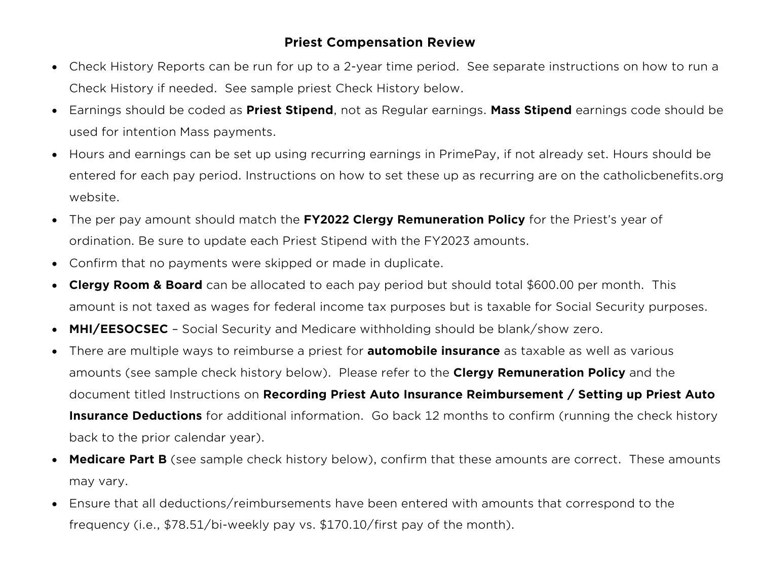# Priest Compensation Review

- Check History Reports can be run for up to a 2-year time period. See separate instructions on how to run a Check History if needed. See sample priest Check History below.
- Earnings should be coded as **Priest Stipend**, not as Regular earnings. **Mass Stipend** earnings code should be used for intention Mass payments.
- Hours and earnings can be set up using recurring earnings in PrimePay, if not already set. Hours should be entered for each pay period. Instructions on how to set these up as recurring are on the catholicbenefits.org website.
- The per pay amount should match the **FY2022 Clergy Remuneration Policy** for the Priest's year of ordination. Be sure to update each Priest Stipend with the FY2023 amounts.
- Confirm that no payments were skipped or made in duplicate.
- **Clergy Room & Board** can be allocated to each pay period but should total $600.00 per month. This amount is not taxed as wages for federal income tax purposes but is taxable for Social Security purposes.
- **MHI/EESOCSEC** – Social Security and Medicare withholding should be blank/show zero.
- There are multiple ways to reimburse a priest for **automobile insurance** as taxable as well as various amounts (see sample check history below). Please refer to the **Clergy Remuneration Policy** and the document titled Instructions on **Recording Priest Auto Insurance Reimbursement / Setting up Priest Auto Insurance Deductions** for additional information. Go back 12 months to confirm (running the check history back to the prior calendar year).
- **Medicare Part B** (see sample check history below), confirm that these amounts are correct. These amounts may vary.
- Ensure that all deductions/reimbursements have been entered with amounts that correspond to the frequency (i.e., $78.51/bi-weekly pay vs. $170.10/first pay of the month).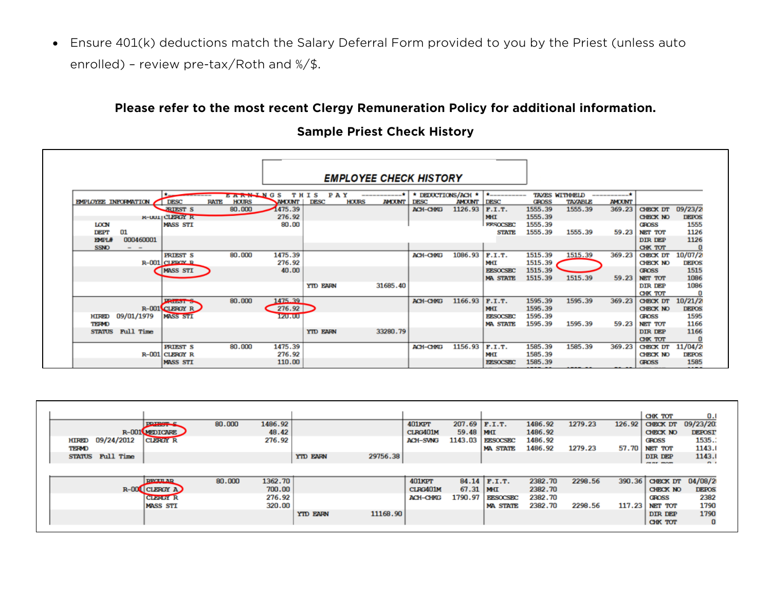- Ensure 401(k) deductions match the Salary Deferral Form provided to you by the Priest (unless auto enrolled) – review pre-tax/Roth and %/$.

**Please refer to the most recent Clergy Remuneration Policy for additional information.**

**Sample Priest Check History**

**EMPLOYEE CHECK HISTORY**

| EMPLOYEE INFORMATION | EARNINGS THIS PAY DESC | RATE | HOURS | AMOUNT | DESC | HOURS | AMOUNT | DEDUCTIONS/ACH DESC | AMOUNT | TAXES WITHHELD DESC | GROSS | TAXABLE | AMOUNT | | |
|---|---|---|---|---|---|---|---|---|---|---|---|---|---|---|---|
| | PRIEST S | | 80.000 | 1475.39 | | | | ACH-CHKG | 1126.93 | F.I.T. | 1555.39 | 1555.39 | 369.23 | CHECK DT | 09/23/2 |
| R-001 | CLERGY R | | | 276.92 | | | | | | MHI | 1555.39 | | | CHECK NO | DEPOS |
| LOCN | MASS STI | | | 80.00 | | | | | | EESOCSEC | 1555.39 | | | GROSS | 1555 |
| DEPT 01 | | | | | | | | | | STATE | 1555.39 | 1555.39 | 59.23 | NET TOT | 1126 |
| EMPL# 000460001 | | | | | | | | | | | | | | DIR DEP | 1126 |
| SSNO - - | | | | | | | | | | | | | | CHK TOT | 0 |
| | PRIEST S | | 80.000 | 1475.39 | | | | ACH-CHKG | 1086.93 | F.I.T. | 1515.39 | 1515.39 | 369.23 | CHECK DT | 10/07/2 |
| R-001 | CLERGY R | | | 276.92 | | | | | | MHI | 1515.39 | | | CHECK NO | DEPOS |
| | MASS STI | | | 40.00 | | | | | | EESOCSEC | 1515.39 | | | GROSS | 1515 |
| | | | | | | | | | | MA STATE | 1515.39 | 1515.39 | 59.23 | NET TOT | 1086 |
| | | | | | YTD EARN | | 31685.40 | | | | | | | DIR DEP | 1086 |
| | | | | | | | | | | | | | | CHK TOT | 0 |
| | PRIEST S | | 80.000 | 1475.39 | | | | ACH-CHKG | 1166.93 | F.I.T. | 1595.39 | 1595.39 | 369.23 | CHECK DT | 10/21/2 |
| R-001 | CLERGY R | | | 276.92 | | | | | | MHI | 1595.39 | | | CHECK NO | DEPOS |
| HIRED 09/01/1979 | MASS STI | | | 120.00 | | | | | | EESOCSEC | 1595.39 | | | GROSS | 1595 |
| TERMD | | | | | | | | | | MA STATE | 1595.39 | 1595.39 | 59.23 | NET TOT | 1166 |
| STATUS Full Time | | | | | YTD EARN | | 33280.79 | | | | | | | DIR DEP | 1166 |
| | | | | | | | | | | | | | | CHK TOT | 0 |
| | PRIEST S | | 80.000 | 1475.39 | | | | ACH-CHKG | 1156.93 | F.I.T. | 1585.39 | 1585.39 | 369.23 | CHECK DT | 11/04/2 |
| R-001 | CLERGY R | | | 276.92 | | | | | | MHI | 1585.39 | | | CHECK NO | DEPOS |
| | MASS STI | | | 110.00 | | | | | | EESOCSEC | 1585.39 | | | GROSS | 1585 |

| | | | | | | | | | | | | | | |
|---|---|---|---|---|---|---|---|---|---|---|---|---|---|---|
| | | | | | | | | | | | | | CHK TOT | 0. |
| | PRIEST S | 80.000 | 1486.92 | | | | 401KPT | 207.69 | F.I.T. | 1486.92 | 1279.23 | 126.92 | CHECK DT | 09/23/20 |
| R-001 | MEDICARE | | 48.42 | | | | CLRG401M | 59.48 | MHI | 1486.92 | | | CHECK NO | DEPOSI |
| HIRED 09/24/2012 | CLERGY R | | 276.92 | | | | ACH-SVNG | 1143.03 | EESOCSEC | 1486.92 | | | GROSS | 1535. |
| TERMD | | | | | | | | | MA STATE | 1486.92 | 1279.23 | 57.70 | NET TOT | 1143. |
| STATUS Full Time | | | | YTD EARN | | 29756.38 | | | | | | | DIR DEP | 1143. |
| | REGULAR | 80.000 | 1362.70 | | | | 401KPT | 84.14 | F.I.T. | 2382.70 | 2298.56 | 390.36 | CHECK DT | 04/08/2 |
| R-001 | CLERGY A | | 700.00 | | | | CLRG401M | 67.31 | MHI | 2382.70 | | | CHECK NO | DEPOS |
| | CLERGY R | | 276.92 | | | | ACH-CHKG | 1790.97 | EESOCSEC | 2382.70 | | | GROSS | 2382 |
| | MASS STI | | 320.00 | | | | | | MA STATE | 2382.70 | 2298.56 | 117.23 | NET TOT | 1790 |
| | | | | YTD EARN | | 11168.90 | | | | | | | DIR DEP | 1790 |
| | | | | | | | | | | | | | CHK TOT | 0 |